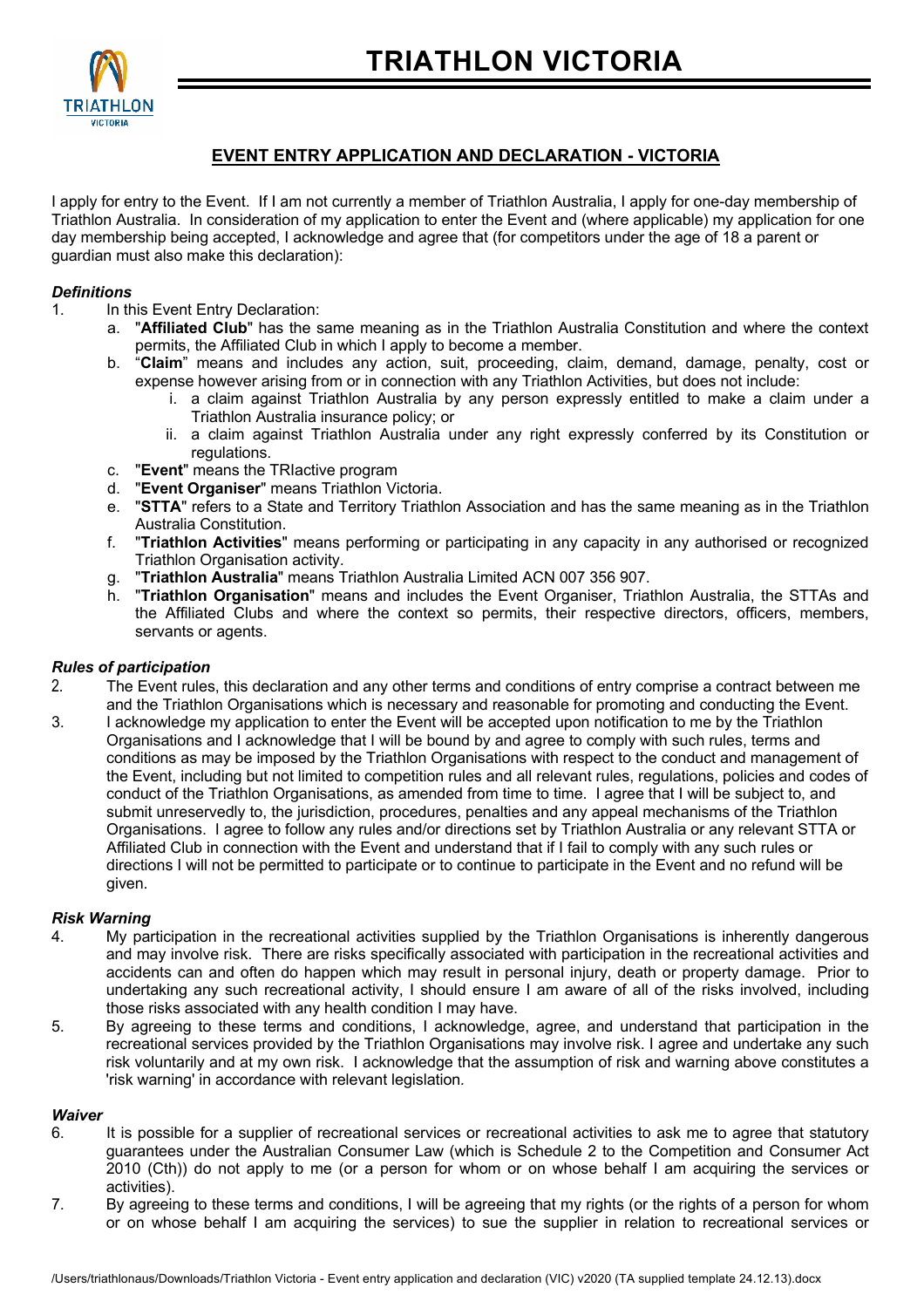# TRIATHLON VICTORIA

## EVENT ENTRY APPLICATION AND DECLARATION - VICTORIA

I apply for entry to the Event. If I am not currently a member of Triathlon Australia, I apply for one-day membership of Triathlon Australia. In consideration of my application to enter the Event and (where applicable) my application for one day membership being accepted, I acknowledge and agree that (for competitors under the age of 18 a parent or guardian must also make this declaration):

### *Definitions*

1. In this Event Entry Declaration:
   a. "**Affiliated Club**" has the same meaning as in the Triathlon Australia Constitution and where the context permits, the Affiliated Club in which I apply to become a member.
   b. "**Claim**" means and includes any action, suit, proceeding, claim, demand, damage, penalty, cost or expense however arising from or in connection with any Triathlon Activities, but does not include:
      i. a claim against Triathlon Australia by any person expressly entitled to make a claim under a Triathlon Australia insurance policy; or
      ii. a claim against Triathlon Australia under any right expressly conferred by its Constitution or regulations.
   c. "**Event**" means the TRIactive program
   d. "**Event Organiser**" means Triathlon Victoria.
   e. "**STTA**" refers to a State and Territory Triathlon Association and has the same meaning as in the Triathlon Australia Constitution.
   f. "**Triathlon Activities**" means performing or participating in any capacity in any authorised or recognized Triathlon Organisation activity.
   g. "**Triathlon Australia**" means Triathlon Australia Limited ACN 007 356 907.
   h. "**Triathlon Organisation**" means and includes the Event Organiser, Triathlon Australia, the STTAs and the Affiliated Clubs and where the context so permits, their respective directors, officers, members, servants or agents.

### *Rules of participation*

2. The Event rules, this declaration and any other terms and conditions of entry comprise a contract between me and the Triathlon Organisations which is necessary and reasonable for promoting and conducting the Event.
3. I acknowledge my application to enter the Event will be accepted upon notification to me by the Triathlon Organisations and I acknowledge that I will be bound by and agree to comply with such rules, terms and conditions as may be imposed by the Triathlon Organisations with respect to the conduct and management of the Event, including but not limited to competition rules and all relevant rules, regulations, policies and codes of conduct of the Triathlon Organisations, as amended from time to time. I agree that I will be subject to, and submit unreservedly to, the jurisdiction, procedures, penalties and any appeal mechanisms of the Triathlon Organisations. I agree to follow any rules and/or directions set by Triathlon Australia or any relevant STTA or Affiliated Club in connection with the Event and understand that if I fail to comply with any such rules or directions I will not be permitted to participate or to continue to participate in the Event and no refund will be given.

### *Risk Warning*

4. My participation in the recreational activities supplied by the Triathlon Organisations is inherently dangerous and may involve risk. There are risks specifically associated with participation in the recreational activities and accidents can and often do happen which may result in personal injury, death or property damage. Prior to undertaking any such recreational activity, I should ensure I am aware of all of the risks involved, including those risks associated with any health condition I may have.
5. By agreeing to these terms and conditions, I acknowledge, agree, and understand that participation in the recreational services provided by the Triathlon Organisations may involve risk. I agree and undertake any such risk voluntarily and at my own risk. I acknowledge that the assumption of risk and warning above constitutes a 'risk warning' in accordance with relevant legislation.

### *Waiver*

6. It is possible for a supplier of recreational services or recreational activities to ask me to agree that statutory guarantees under the Australian Consumer Law (which is Schedule 2 to the Competition and Consumer Act 2010 (Cth)) do not apply to me (or a person for whom or on whose behalf I am acquiring the services or activities).
7. By agreeing to these terms and conditions, I will be agreeing that my rights (or the rights of a person for whom or on whose behalf I am acquiring the services) to sue the supplier in relation to recreational services or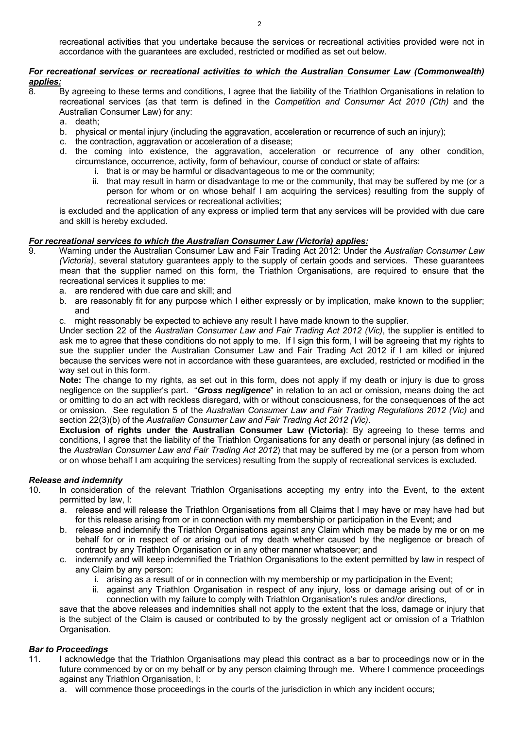recreational activities that you undertake because the services or recreational activities provided were not in accordance with the guarantees are excluded, restricted or modified as set out below.

***For recreational services or recreational activities to which the Australian Consumer Law (Commonwealth) applies:***

8. By agreeing to these terms and conditions, I agree that the liability of the Triathlon Organisations in relation to recreational services (as that term is defined in the *Competition and Consumer Act 2010 (Cth)* and the Australian Consumer Law) for any:
   a. death;
   b. physical or mental injury (including the aggravation, acceleration or recurrence of such an injury);
   c. the contraction, aggravation or acceleration of a disease;
   d. the coming into existence, the aggravation, acceleration or recurrence of any other condition, circumstance, occurrence, activity, form of behaviour, course of conduct or state of affairs:
      i. that is or may be harmful or disadvantageous to me or the community;
      ii. that may result in harm or disadvantage to me or the community, that may be suffered by me (or a person for whom or on whose behalf I am acquiring the services) resulting from the supply of recreational services or recreational activities;

   is excluded and the application of any express or implied term that any services will be provided with due care and skill is hereby excluded.

***For recreational services to which the Australian Consumer Law (Victoria) applies:***

9. Warning under the Australian Consumer Law and Fair Trading Act 2012: Under the *Australian Consumer Law (Victoria)*, several statutory guarantees apply to the supply of certain goods and services. These guarantees mean that the supplier named on this form, the Triathlon Organisations, are required to ensure that the recreational services it supplies to me:
   a. are rendered with due care and skill; and
   b. are reasonably fit for any purpose which I either expressly or by implication, make known to the supplier; and
   c. might reasonably be expected to achieve any result I have made known to the supplier.

   Under section 22 of the *Australian Consumer Law and Fair Trading Act 2012 (Vic)*, the supplier is entitled to ask me to agree that these conditions do not apply to me. If I sign this form, I will be agreeing that my rights to sue the supplier under the Australian Consumer Law and Fair Trading Act 2012 if I am killed or injured because the services were not in accordance with these guarantees, are excluded, restricted or modified in the way set out in this form.

   **Note:** The change to my rights, as set out in this form, does not apply if my death or injury is due to gross negligence on the supplier's part. "***Gross negligence***" in relation to an act or omission, means doing the act or omitting to do an act with reckless disregard, with or without consciousness, for the consequences of the act or omission. See regulation 5 of the *Australian Consumer Law and Fair Trading Regulations 2012 (Vic)* and section 22(3)(b) of the *Australian Consumer Law and Fair Trading Act 2012 (Vic)*.

   **Exclusion of rights under the Australian Consumer Law (Victoria)**: By agreeing to these terms and conditions, I agree that the liability of the Triathlon Organisations for any death or personal injury (as defined in the *Australian Consumer Law and Fair Trading Act 2012*) that may be suffered by me (or a person from whom or on whose behalf I am acquiring the services) resulting from the supply of recreational services is excluded.

***Release and indemnity***

10. In consideration of the relevant Triathlon Organisations accepting my entry into the Event, to the extent permitted by law, I:
    a. release and will release the Triathlon Organisations from all Claims that I may have or may have had but for this release arising from or in connection with my membership or participation in the Event; and
    b. release and indemnify the Triathlon Organisations against any Claim which may be made by me or on me behalf for or in respect of or arising out of my death whether caused by the negligence or breach of contract by any Triathlon Organisation or in any other manner whatsoever; and
    c. indemnify and will keep indemnified the Triathlon Organisations to the extent permitted by law in respect of any Claim by any person:
       i. arising as a result of or in connection with my membership or my participation in the Event;
       ii. against any Triathlon Organisation in respect of any injury, loss or damage arising out of or in connection with my failure to comply with Triathlon Organisation's rules and/or directions,

    save that the above releases and indemnities shall not apply to the extent that the loss, damage or injury that is the subject of the Claim is caused or contributed to by the grossly negligent act or omission of a Triathlon Organisation.

***Bar to Proceedings***

11. I acknowledge that the Triathlon Organisations may plead this contract as a bar to proceedings now or in the future commenced by or on my behalf or by any person claiming through me. Where I commence proceedings against any Triathlon Organisation, I:
    a. will commence those proceedings in the courts of the jurisdiction in which any incident occurs;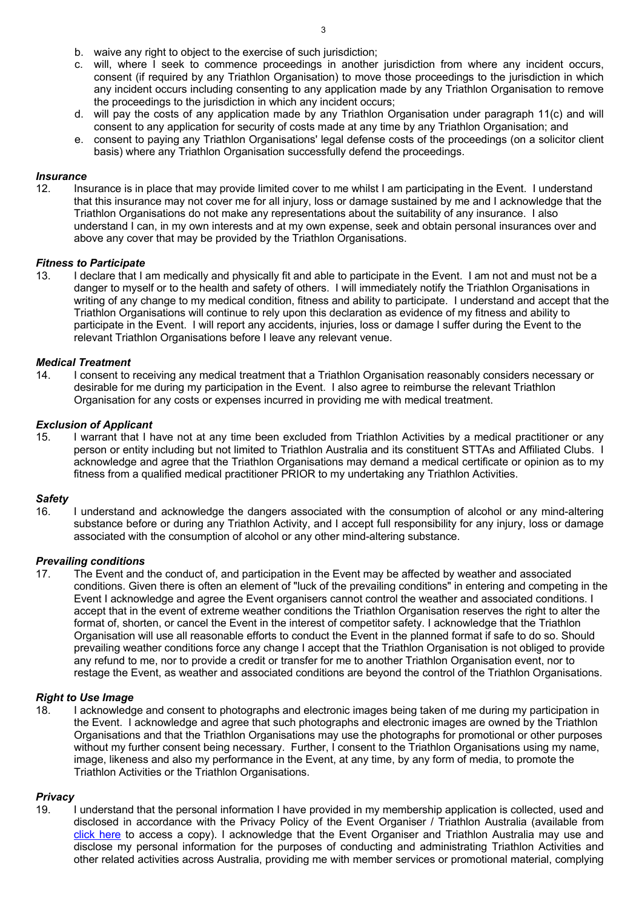b. waive any right to object to the exercise of such jurisdiction;
c. will, where I seek to commence proceedings in another jurisdiction from where any incident occurs, consent (if required by any Triathlon Organisation) to move those proceedings to the jurisdiction in which any incident occurs including consenting to any application made by any Triathlon Organisation to remove the proceedings to the jurisdiction in which any incident occurs;
d. will pay the costs of any application made by any Triathlon Organisation under paragraph 11(c) and will consent to any application for security of costs made at any time by any Triathlon Organisation; and
e. consent to paying any Triathlon Organisations' legal defense costs of the proceedings (on a solicitor client basis) where any Triathlon Organisation successfully defend the proceedings.

***Insurance***

12. Insurance is in place that may provide limited cover to me whilst I am participating in the Event. I understand that this insurance may not cover me for all injury, loss or damage sustained by me and I acknowledge that the Triathlon Organisations do not make any representations about the suitability of any insurance. I also understand I can, in my own interests and at my own expense, seek and obtain personal insurances over and above any cover that may be provided by the Triathlon Organisations.

***Fitness to Participate***

13. I declare that I am medically and physically fit and able to participate in the Event. I am not and must not be a danger to myself or to the health and safety of others. I will immediately notify the Triathlon Organisations in writing of any change to my medical condition, fitness and ability to participate. I understand and accept that the Triathlon Organisations will continue to rely upon this declaration as evidence of my fitness and ability to participate in the Event. I will report any accidents, injuries, loss or damage I suffer during the Event to the relevant Triathlon Organisations before I leave any relevant venue.

***Medical Treatment***

14. I consent to receiving any medical treatment that a Triathlon Organisation reasonably considers necessary or desirable for me during my participation in the Event. I also agree to reimburse the relevant Triathlon Organisation for any costs or expenses incurred in providing me with medical treatment.

***Exclusion of Applicant***

15. I warrant that I have not at any time been excluded from Triathlon Activities by a medical practitioner or any person or entity including but not limited to Triathlon Australia and its constituent STTAs and Affiliated Clubs. I acknowledge and agree that the Triathlon Organisations may demand a medical certificate or opinion as to my fitness from a qualified medical practitioner PRIOR to my undertaking any Triathlon Activities.

***Safety***

16. I understand and acknowledge the dangers associated with the consumption of alcohol or any mind-altering substance before or during any Triathlon Activity, and I accept full responsibility for any injury, loss or damage associated with the consumption of alcohol or any other mind-altering substance.

***Prevailing conditions***

17. The Event and the conduct of, and participation in the Event may be affected by weather and associated conditions. Given there is often an element of "luck of the prevailing conditions" in entering and competing in the Event I acknowledge and agree the Event organisers cannot control the weather and associated conditions. I accept that in the event of extreme weather conditions the Triathlon Organisation reserves the right to alter the format of, shorten, or cancel the Event in the interest of competitor safety. I acknowledge that the Triathlon Organisation will use all reasonable efforts to conduct the Event in the planned format if safe to do so. Should prevailing weather conditions force any change I accept that the Triathlon Organisation is not obliged to provide any refund to me, nor to provide a credit or transfer for me to another Triathlon Organisation event, nor to restage the Event, as weather and associated conditions are beyond the control of the Triathlon Organisations.

***Right to Use Image***

18. I acknowledge and consent to photographs and electronic images being taken of me during my participation in the Event. I acknowledge and agree that such photographs and electronic images are owned by the Triathlon Organisations and that the Triathlon Organisations may use the photographs for promotional or other purposes without my further consent being necessary. Further, I consent to the Triathlon Organisations using my name, image, likeness and also my performance in the Event, at any time, by any form of media, to promote the Triathlon Activities or the Triathlon Organisations.

***Privacy***

19. I understand that the personal information I have provided in my membership application is collected, used and disclosed in accordance with the Privacy Policy of the Event Organiser / Triathlon Australia (available from click here to access a copy). I acknowledge that the Event Organiser and Triathlon Australia may use and disclose my personal information for the purposes of conducting and administrating Triathlon Activities and other related activities across Australia, providing me with member services or promotional material, complying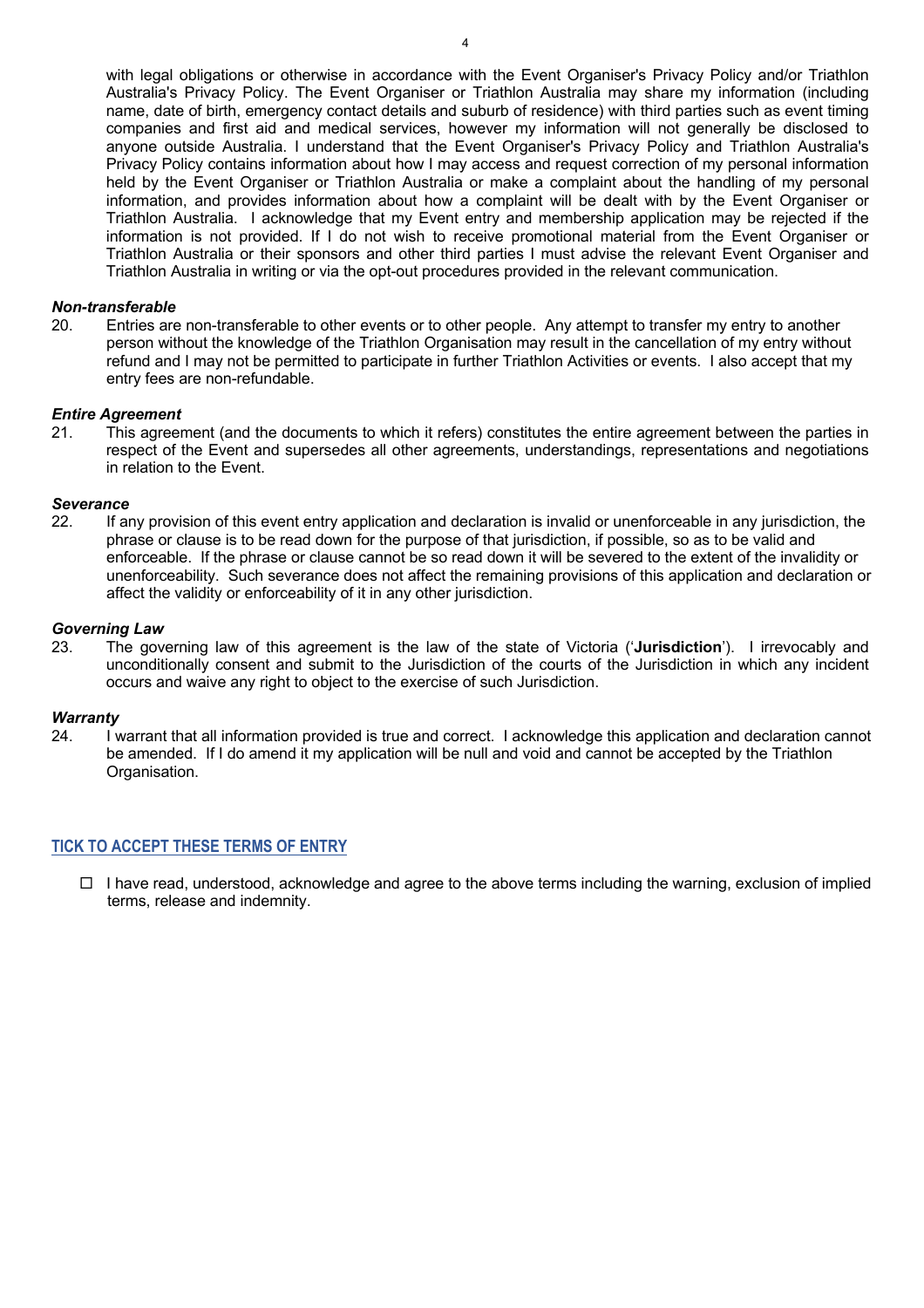with legal obligations or otherwise in accordance with the Event Organiser's Privacy Policy and/or Triathlon Australia's Privacy Policy. The Event Organiser or Triathlon Australia may share my information (including name, date of birth, emergency contact details and suburb of residence) with third parties such as event timing companies and first aid and medical services, however my information will not generally be disclosed to anyone outside Australia. I understand that the Event Organiser's Privacy Policy and Triathlon Australia's Privacy Policy contains information about how I may access and request correction of my personal information held by the Event Organiser or Triathlon Australia or make a complaint about the handling of my personal information, and provides information about how a complaint will be dealt with by the Event Organiser or Triathlon Australia. I acknowledge that my Event entry and membership application may be rejected if the information is not provided. If I do not wish to receive promotional material from the Event Organiser or Triathlon Australia or their sponsors and other third parties I must advise the relevant Event Organiser and Triathlon Australia in writing or via the opt-out procedures provided in the relevant communication.

***Non-transferable***

20. Entries are non-transferable to other events or to other people. Any attempt to transfer my entry to another person without the knowledge of the Triathlon Organisation may result in the cancellation of my entry without refund and I may not be permitted to participate in further Triathlon Activities or events. I also accept that my entry fees are non-refundable.

***Entire Agreement***

21. This agreement (and the documents to which it refers) constitutes the entire agreement between the parties in respect of the Event and supersedes all other agreements, understandings, representations and negotiations in relation to the Event.

***Severance***

22. If any provision of this event entry application and declaration is invalid or unenforceable in any jurisdiction, the phrase or clause is to be read down for the purpose of that jurisdiction, if possible, so as to be valid and enforceable. If the phrase or clause cannot be so read down it will be severed to the extent of the invalidity or unenforceability. Such severance does not affect the remaining provisions of this application and declaration or affect the validity or enforceability of it in any other jurisdiction.

***Governing Law***

23. The governing law of this agreement is the law of the state of Victoria ('**Jurisdiction**'). I irrevocably and unconditionally consent and submit to the Jurisdiction of the courts of the Jurisdiction in which any incident occurs and waive any right to object to the exercise of such Jurisdiction.

***Warranty***

24. I warrant that all information provided is true and correct. I acknowledge this application and declaration cannot be amended. If I do amend it my application will be null and void and cannot be accepted by the Triathlon Organisation.

**TICK TO ACCEPT THESE TERMS OF ENTRY**

☐ I have read, understood, acknowledge and agree to the above terms including the warning, exclusion of implied terms, release and indemnity.